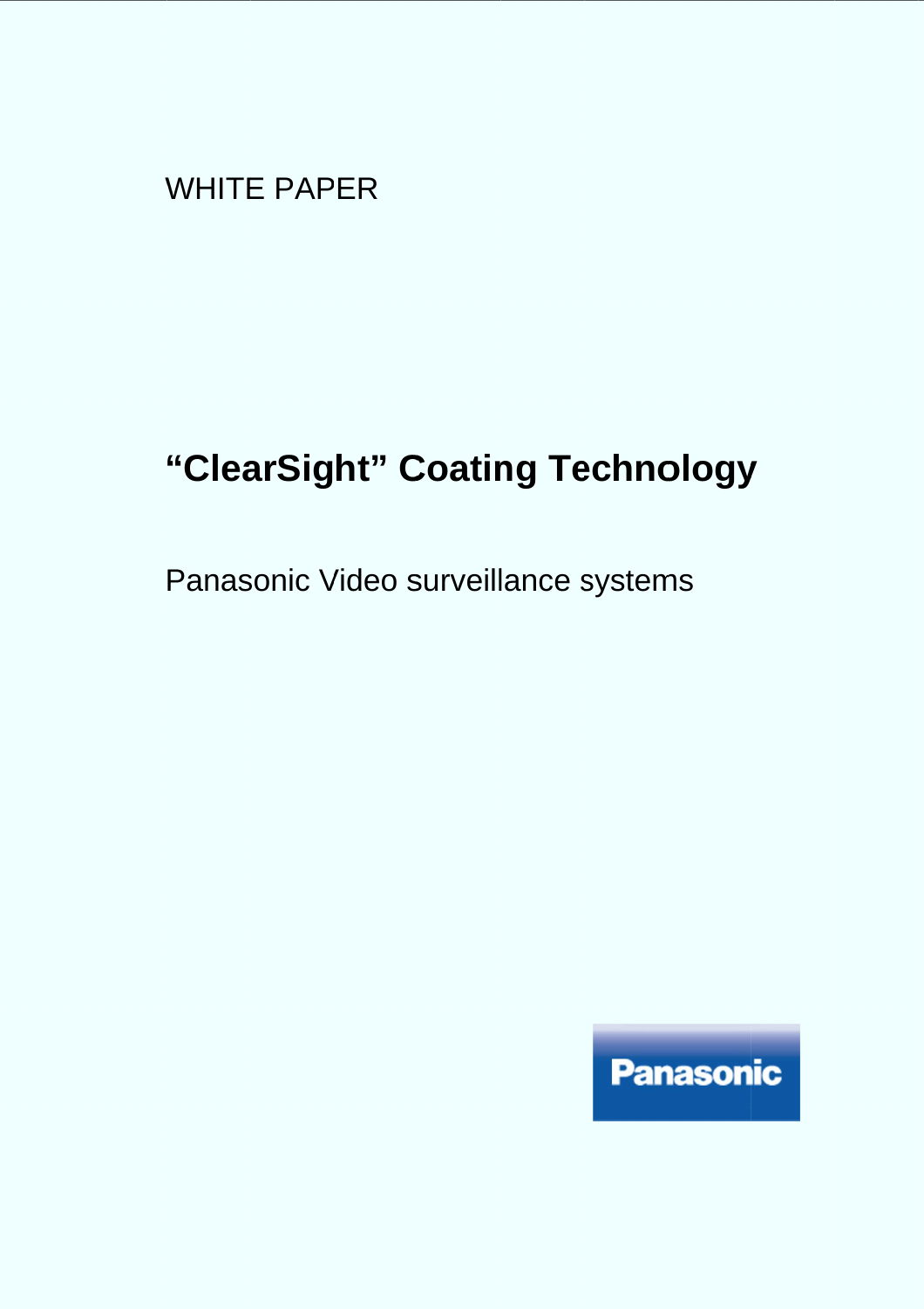WHITE PAPER

# “ClearSight” Coating Technology

Panasonic Video surveillance systems

Panasonic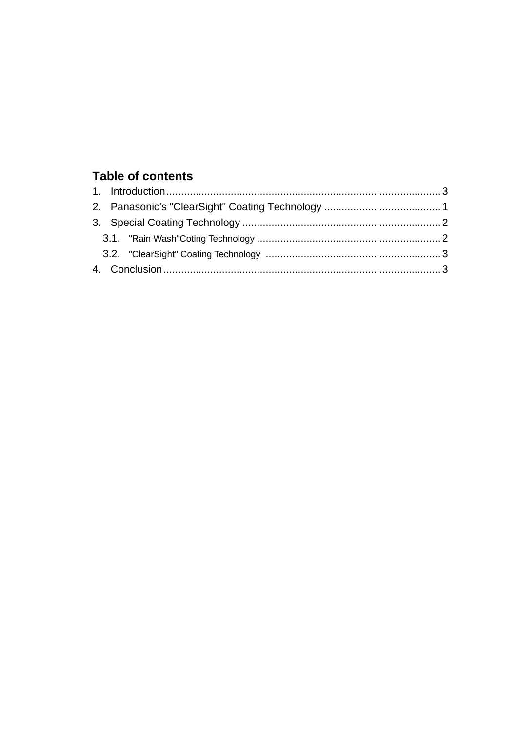**Table of contents**

1. Introduction ............................................................................................ 3
2. Panasonic's "ClearSight" Coating Technology ........................................ 1
3. Special Coating Technology .................................................................... 2
   - 3.1. "Rain Wash"Coting Technology ............................................................... 2
   - 3.2. "ClearSight" Coating Technology ........................................................... 3
4. Conclusion .............................................................................................. 3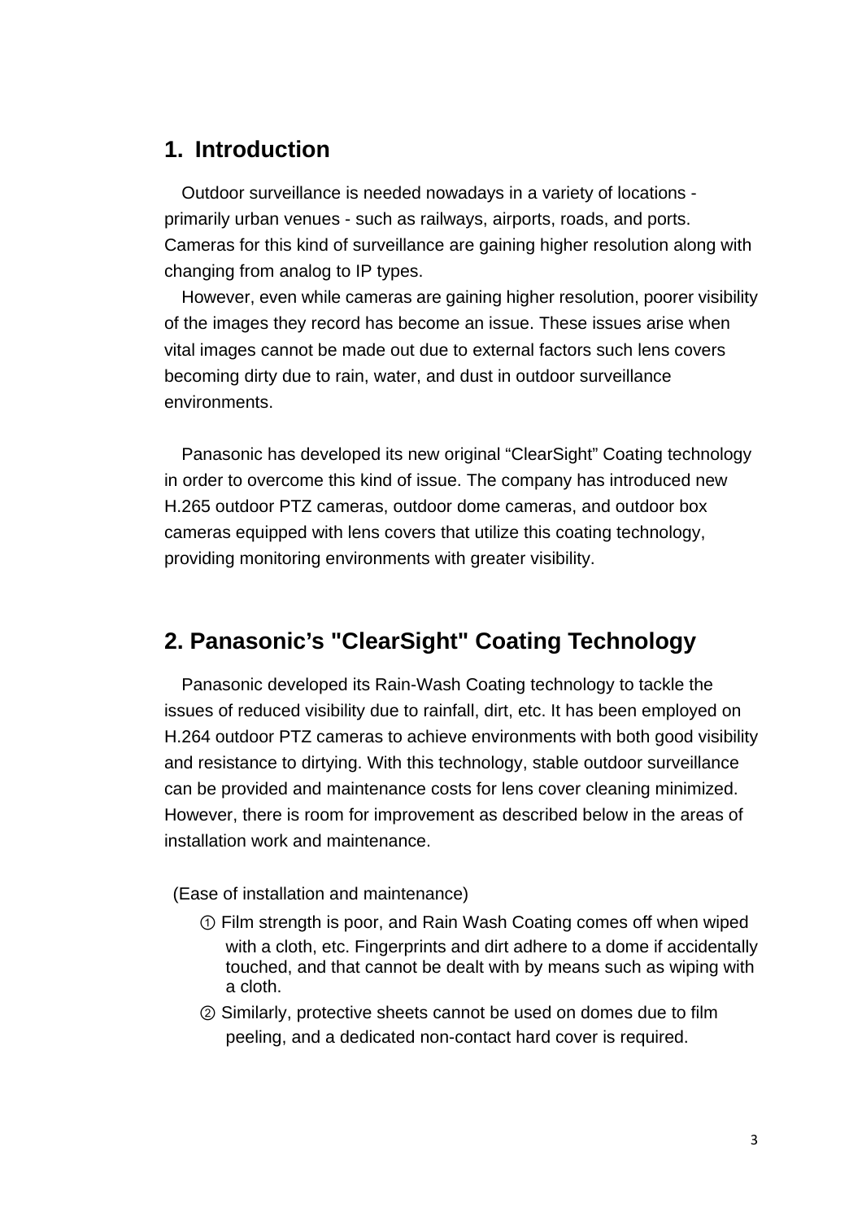## 1. Introduction

Outdoor surveillance is needed nowadays in a variety of locations - primarily urban venues - such as railways, airports, roads, and ports. Cameras for this kind of surveillance are gaining higher resolution along with changing from analog to IP types.

However, even while cameras are gaining higher resolution, poorer visibility of the images they record has become an issue. These issues arise when vital images cannot be made out due to external factors such lens covers becoming dirty due to rain, water, and dust in outdoor surveillance environments.

Panasonic has developed its new original “ClearSight” Coating technology in order to overcome this kind of issue. The company has introduced new H.265 outdoor PTZ cameras, outdoor dome cameras, and outdoor box cameras equipped with lens covers that utilize this coating technology, providing monitoring environments with greater visibility.

## 2. Panasonic’s "ClearSight" Coating Technology

Panasonic developed its Rain-Wash Coating technology to tackle the issues of reduced visibility due to rainfall, dirt, etc. It has been employed on H.264 outdoor PTZ cameras to achieve environments with both good visibility and resistance to dirtying. With this technology, stable outdoor surveillance can be provided and maintenance costs for lens cover cleaning minimized. However, there is room for improvement as described below in the areas of installation work and maintenance.

(Ease of installation and maintenance)

① Film strength is poor, and Rain Wash Coating comes off when wiped with a cloth, etc. Fingerprints and dirt adhere to a dome if accidentally touched, and that cannot be dealt with by means such as wiping with a cloth.

② Similarly, protective sheets cannot be used on domes due to film peeling, and a dedicated non-contact hard cover is required.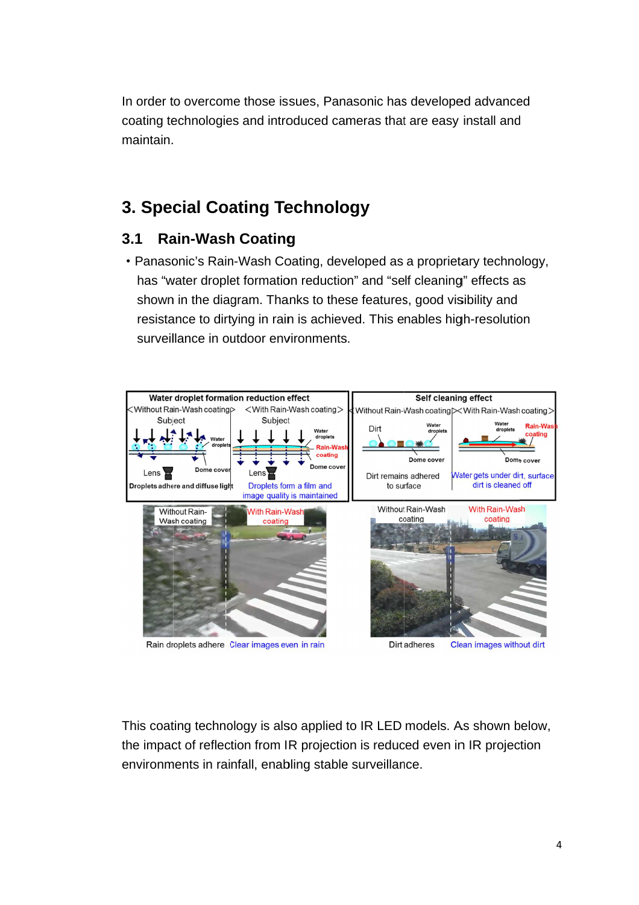In order to overcome those issues, Panasonic has developed advanced coating technologies and introduced cameras that are easy install and maintain.

## 3. Special Coating Technology

### 3.1 Rain-Wash Coating

- Panasonic's Rain-Wash Coating, developed as a proprietary technology, has "water droplet formation reduction" and "self cleaning" effects as shown in the diagram. Thanks to these features, good visibility and resistance to dirtying in rain is achieved. This enables high-resolution surveillance in outdoor environments.

This coating technology is also applied to IR LED models. As shown below, the impact of reflection from IR projection is reduced even in IR projection environments in rainfall, enabling stable surveillance.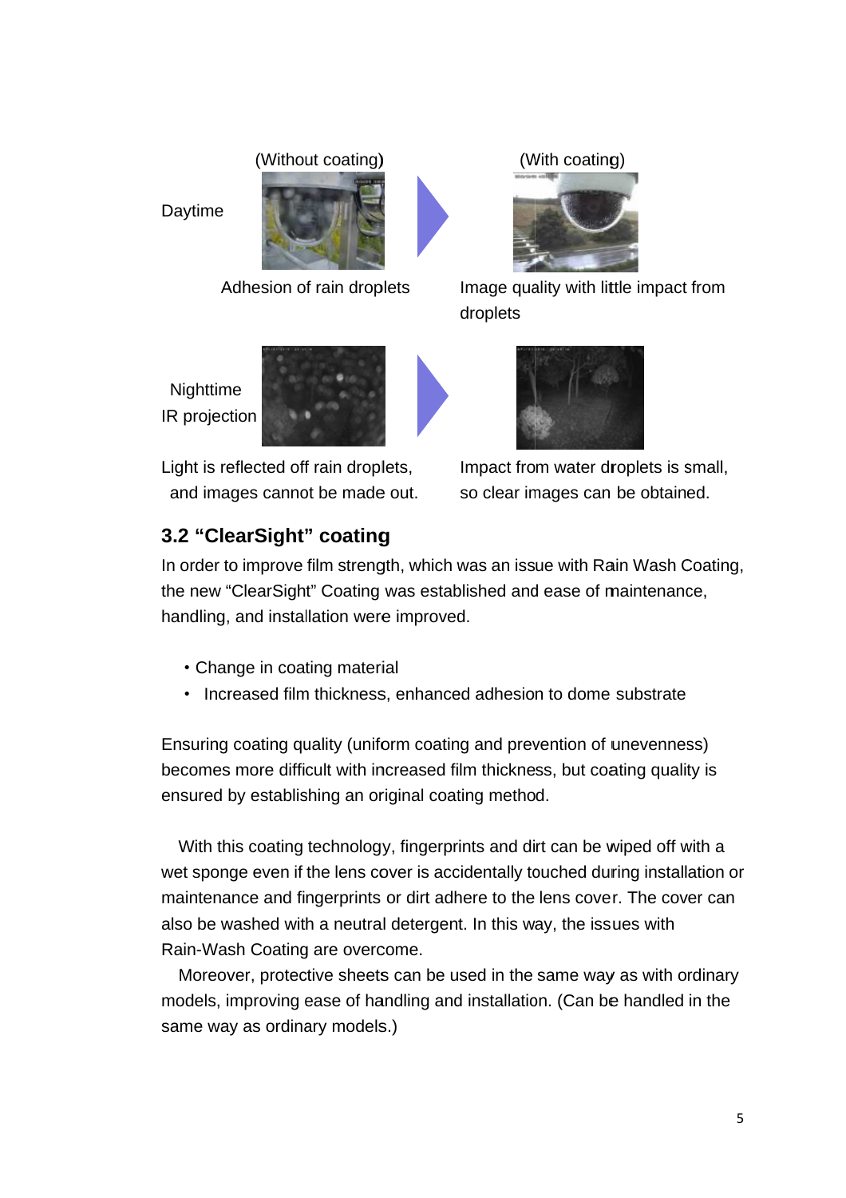| | (Without coating) | | (With coating) |
| --- | --- | --- | --- |
| Daytime | | | |
| | Adhesion of rain droplets | | Image quality with little impact from droplets |
| Nighttime IR projection | | | |
| | Light is reflected off rain droplets, and images cannot be made out. | | Impact from water droplets is small, so clear images can be obtained. |

## 3.2 “ClearSight” coating

In order to improve film strength, which was an issue with Rain Wash Coating, the new “ClearSight” Coating was established and ease of maintenance, handling, and installation were improved.

- Change in coating material
- Increased film thickness, enhanced adhesion to dome substrate

Ensuring coating quality (uniform coating and prevention of unevenness) becomes more difficult with increased film thickness, but coating quality is ensured by establishing an original coating method.

With this coating technology, fingerprints and dirt can be wiped off with a wet sponge even if the lens cover is accidentally touched during installation or maintenance and fingerprints or dirt adhere to the lens cover. The cover can also be washed with a neutral detergent. In this way, the issues with Rain-Wash Coating are overcome.

Moreover, protective sheets can be used in the same way as with ordinary models, improving ease of handling and installation. (Can be handled in the same way as ordinary models.)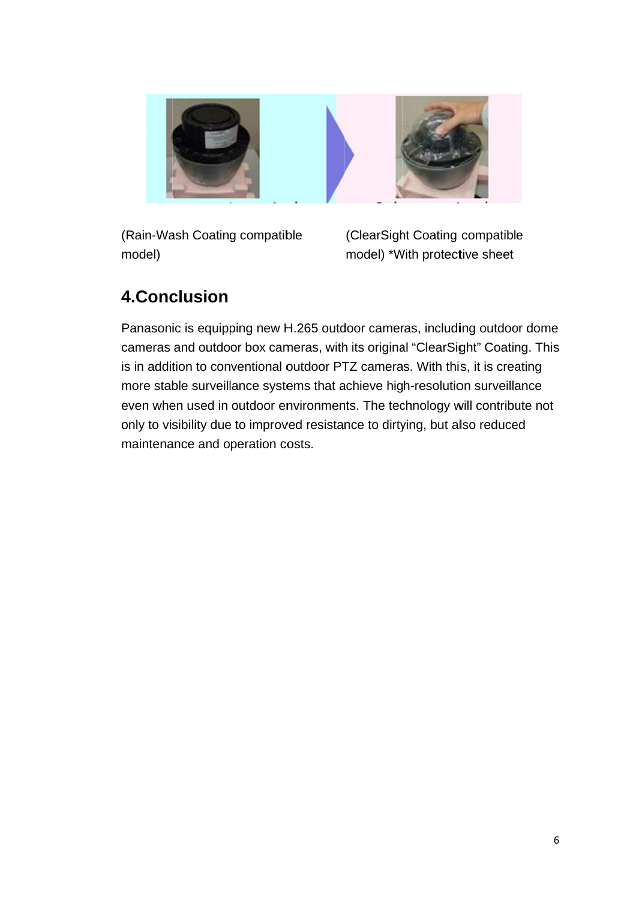(Rain-Wash Coating compatible model)

(ClearSight Coating compatible model) *With protective sheet

## 4.Conclusion

Panasonic is equipping new H.265 outdoor cameras, including outdoor dome cameras and outdoor box cameras, with its original “ClearSight” Coating. This is in addition to conventional outdoor PTZ cameras. With this, it is creating more stable surveillance systems that achieve high-resolution surveillance even when used in outdoor environments. The technology will contribute not only to visibility due to improved resistance to dirtying, but also reduced maintenance and operation costs.